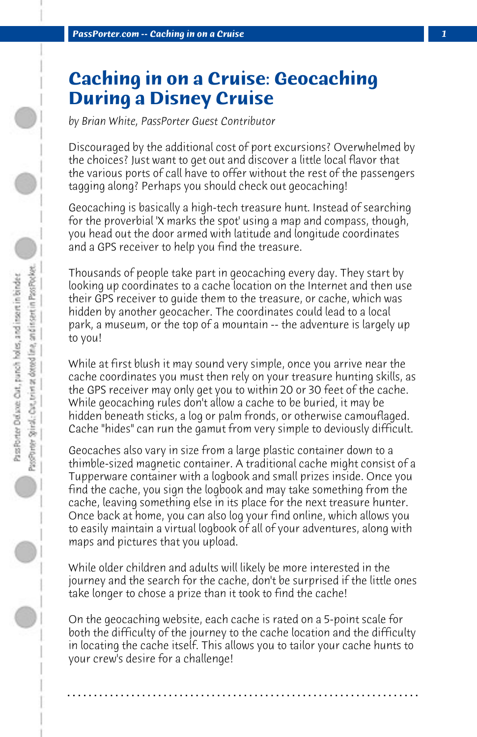# Caching in on a Cruise: Geocaching During a Disney Cruise

*by Brian White, PassPorter Guest Contributor*

Discouraged by the additional cost of port excursions? Overwhelmed by the choices? Just want to get out and discover a little local flavor that the various ports of call have to offer without the rest of the passengers tagging along? Perhaps you should check out geocaching!

Geocaching is basically a high-tech treasure hunt. Instead of searching for the proverbial 'X marks the spot' using a map and compass, though, you head out the door armed with latitude and longitude coordinates and a GPS receiver to help you find the treasure.

Thousands of people take part in geocaching every day. They start by looking up coordinates to a cache location on the Internet and then use their GPS receiver to guide them to the treasure, or cache, which was hidden by another geocacher. The coordinates could lead to a local park, a museum, or the top of a mountain -- the adventure is largely up to you!

While at first blush it may sound very simple, once you arrive near the cache coordinates you must then rely on your treasure hunting skills, as the GPS receiver may only get you to within 20 or 30 feet of the cache. While geocaching rules don't allow a cache to be buried, it may be hidden beneath sticks, a log or palm fronds, or otherwise camouflaged. Cache "hides" can run the gamut from very simple to deviously difficult.

Geocaches also vary in size from a large plastic container down to a thimble-sized magnetic container. A traditional cache might consist of a Tupperware container with a logbook and small prizes inside. Once you find the cache, you sign the logbook and may take something from the cache, leaving something else in its place for the next treasure hunter. Once back at home, you can also log your find online, which allows you to easily maintain a virtual logbook of all of your adventures, along with maps and pictures that you upload.

While older children and adults will likely be more interested in the journey and the search for the cache, don't be surprised if the little ones take longer to chose a prize than it took to find the cache!

On the geocaching website, each cache is rated on a 5-point scale for both the difficulty of the journey to the cache location and the difficulty in locating the cache itself. This allows you to tailor your cache hunts to your crew's desire for a challenge!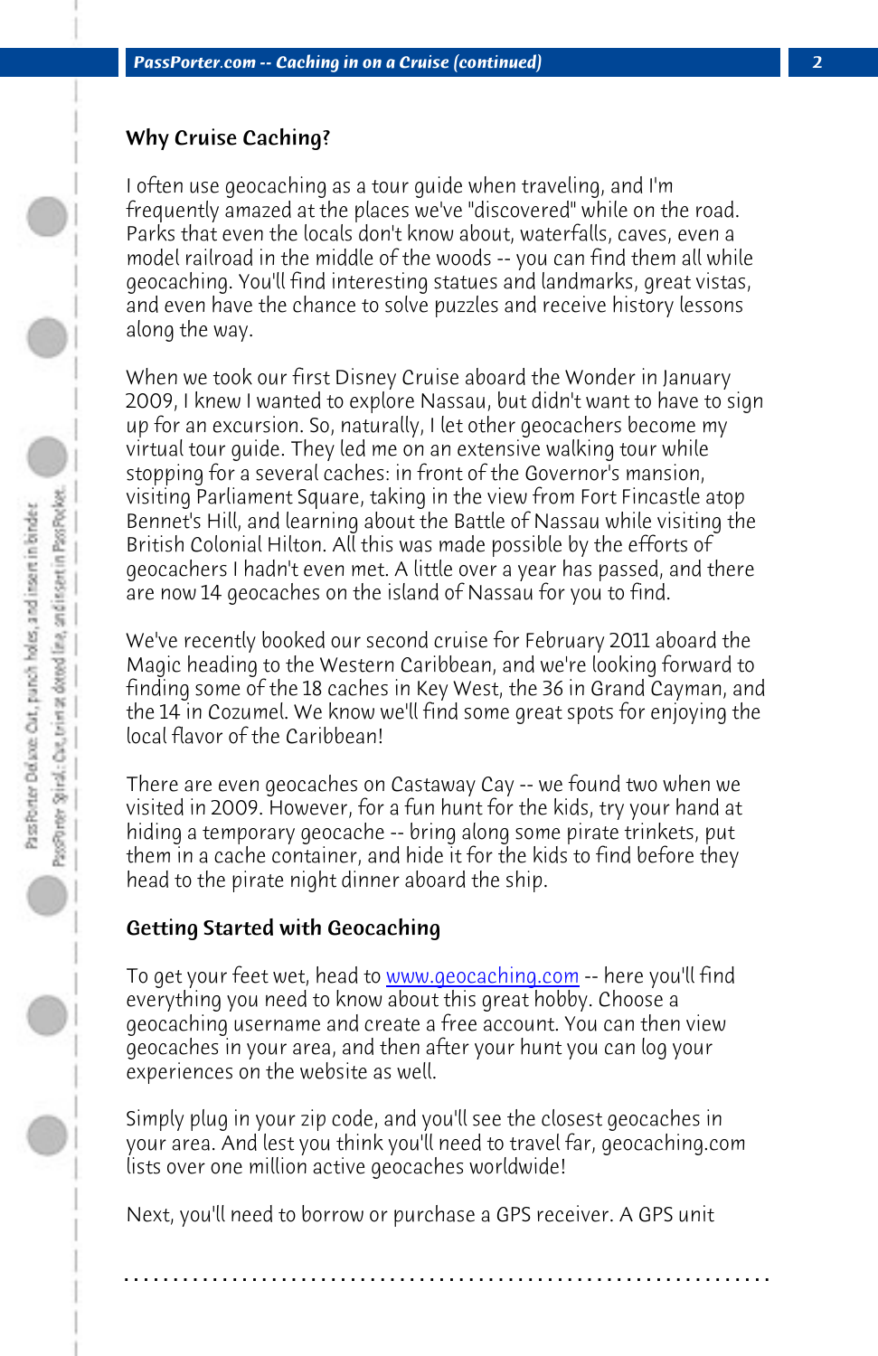## Why Cruise Caching?

I often use geocaching as a tour guide when traveling, and I'm frequently amazed at the places we've "discovered" while on the road. Parks that even the locals don't know about, waterfalls, caves, even a model railroad in the middle of the woods -- you can find them all while geocaching. You'll find interesting statues and landmarks, great vistas, and even have the chance to solve puzzles and receive history lessons along the way.

When we took our first Disney Cruise aboard the Wonder in January 2009, I knew I wanted to explore Nassau, but didn't want to have to sign up for an excursion. So, naturally, I let other geocachers become my virtual tour guide. They led me on an extensive walking tour while stopping for a several caches: in front of the Governor's mansion, visiting Parliament Square, taking in the view from Fort Fincastle atop Bennet's Hill, and learning about the Battle of Nassau while visiting the British Colonial Hilton. All this was made possible by the efforts of geocachers I hadn't even met. A little over a year has passed, and there are now 14 geocaches on the island of Nassau for you to find.

We've recently booked our second cruise for February 2011 aboard the Magic heading to the Western Caribbean, and we're looking forward to finding some of the 18 caches in Key West, the 36 in Grand Cayman, and the 14 in Cozumel. We know we'll find some great spots for enjoying the local flavor of the Caribbean!

There are even geocaches on Castaway Cay -- we found two when we visited in 2009. However, for a fun hunt for the kids, try your hand at hiding a temporary geocache -- bring along some pirate trinkets, put them in a cache container, and hide it for the kids to find before they head to the pirate night dinner aboard the ship.

## Getting Started with Geocaching

To get your feet wet, head to www.geocaching.com -- here you'll find everything you need to know about this great hobby. Choose a geocaching username and create a free account. You can then view geocaches in your area, and then after your hunt you can log your experiences on the website as well.

Simply plug in your zip code, and you'll see the closest geocaches in your area. And lest you think you'll need to travel far, geocaching.com lists over one million active geocaches worldwide!

Next, you'll need to borrow or purchase a GPS receiver. A GPS unit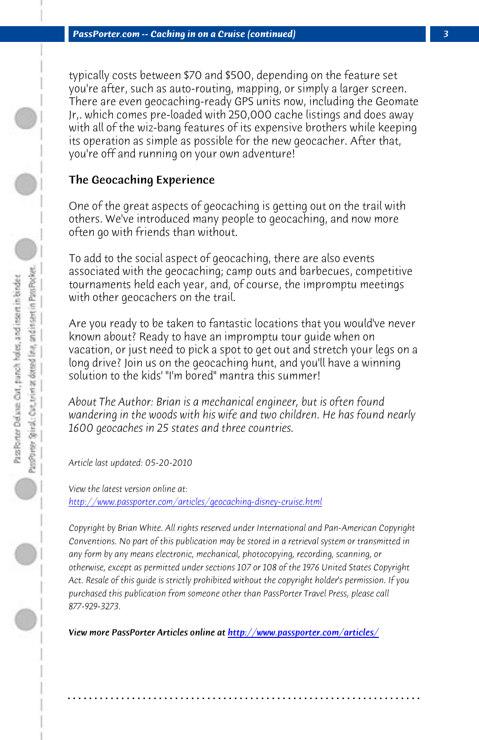typically costs between $70 and $500, depending on the feature set you're after, such as auto-routing, mapping, or simply a larger screen. There are even geocaching-ready GPS units now, including the Geomate Jr,. which comes pre-loaded with 250,000 cache listings and does away with all of the wiz-bang features of its expensive brothers while keeping its operation as simple as possible for the new geocacher. After that, you're off and running on your own adventure!

## The Geocaching Experience

One of the great aspects of geocaching is getting out on the trail with others. We've introduced many people to geocaching, and now more often go with friends than without.

To add to the social aspect of geocaching, there are also events associated with the geocaching; camp outs and barbecues, competitive tournaments held each year, and, of course, the impromptu meetings with other geocachers on the trail.

Are you ready to be taken to fantastic locations that you would've never known about? Ready to have an impromptu tour guide when on vacation, or just need to pick a spot to get out and stretch your legs on a long drive? Join us on the geocaching hunt, and you'll have a winning solution to the kids' "I'm bored" mantra this summer!

*About The Author: Brian is a mechanical engineer, but is often found wandering in the woods with his wife and two children. He has found nearly 1600 geocaches in 25 states and three countries.*

*Article last updated: 05-20-2010*

*View the latest version online at:*
*http://www.passporter.com/articles/geocaching-disney-cruise.html*

*Copyright by Brian White. All rights reserved under International and Pan-American Copyright Conventions. No part of this publication may be stored in a retrieval system or transmitted in any form by any means electronic, mechanical, photocopying, recording, scanning, or otherwise, except as permitted under sections 107 or 108 of the 1976 United States Copyright Act. Resale of this guide is strictly prohibited without the copyright holder's permission. If you purchased this publication from someone other than PassPorter Travel Press, please call 877-929-3273.*

***View more PassPorter Articles online at http://www.passporter.com/articles/***